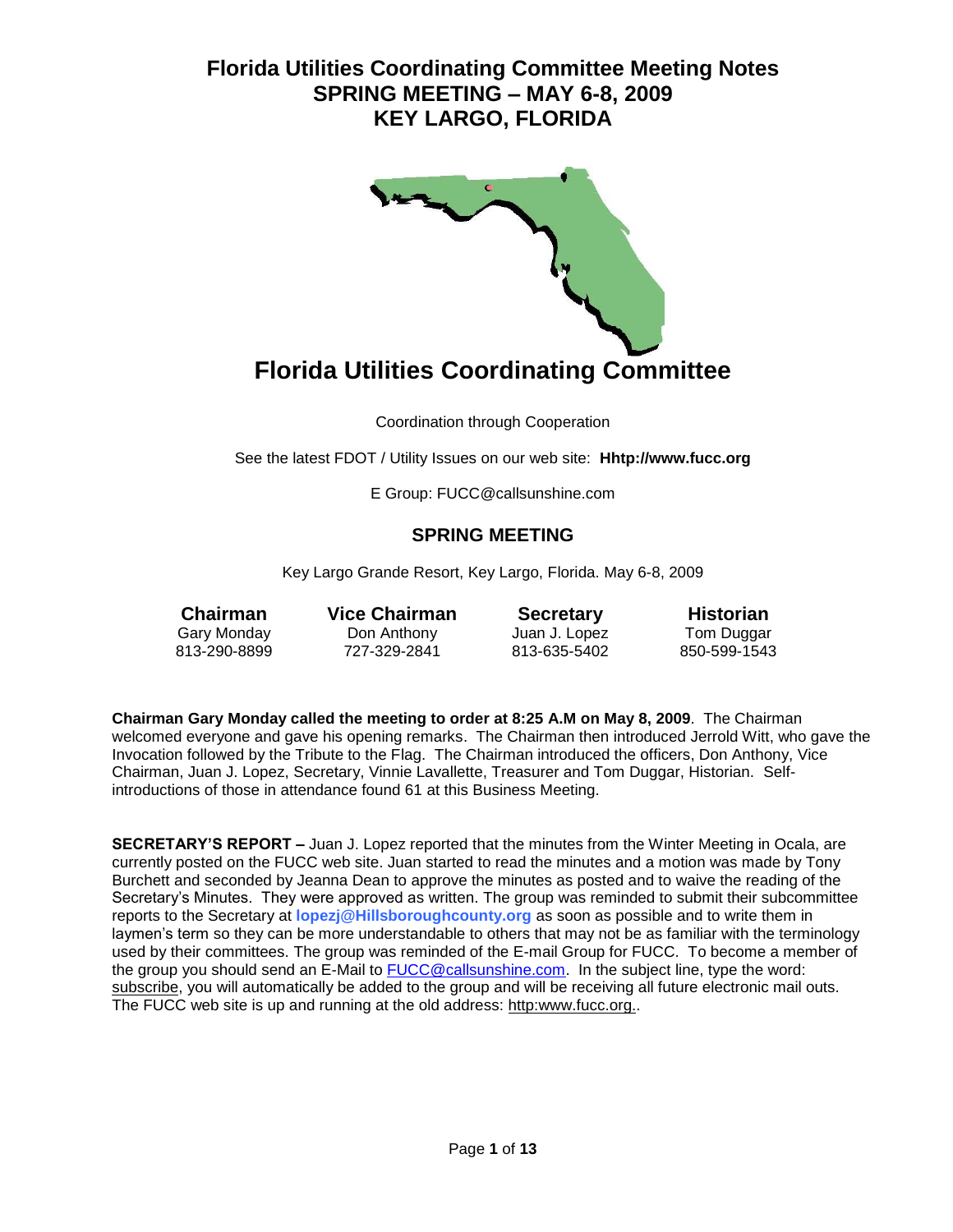# Florida Utilities Coordinating Committee Meeting Notes
# SPRING MEETING – MAY 6-8, 2009
# KEY LARGO, FLORIDA

## Florida Utilities Coordinating Committee

Coordination through Cooperation

See the latest FDOT / Utility Issues on our web site: **Hhttp://www.fucc.org**

E Group: FUCC@callsunshine.com

### SPRING MEETING

Key Largo Grande Resort, Key Largo, Florida. May 6-8, 2009

| Chairman | Vice Chairman | Secretary | Historian |
|---|---|---|---|
| Gary Monday | Don Anthony | Juan J. Lopez | Tom Duggar |
| 813-290-8899 | 727-329-2841 | 813-635-5402 | 850-599-1543 |

**Chairman Gary Monday called the meeting to order at 8:25 A.M on May 8, 2009**. The Chairman welcomed everyone and gave his opening remarks. The Chairman then introduced Jerrold Witt, who gave the Invocation followed by the Tribute to the Flag. The Chairman introduced the officers, Don Anthony, Vice Chairman, Juan J. Lopez, Secretary, Vinnie Lavallette, Treasurer and Tom Duggar, Historian. Self-introductions of those in attendance found 61 at this Business Meeting.

**SECRETARY'S REPORT –** Juan J. Lopez reported that the minutes from the Winter Meeting in Ocala, are currently posted on the FUCC web site. Juan started to read the minutes and a motion was made by Tony Burchett and seconded by Jeanna Dean to approve the minutes as posted and to waive the reading of the Secretary's Minutes. They were approved as written. The group was reminded to submit their subcommittee reports to the Secretary at **lopezj@Hillsboroughcounty.org** as soon as possible and to write them in laymen's term so they can be more understandable to others that may not be as familiar with the terminology used by their committees. The group was reminded of the E-mail Group for FUCC. To become a member of the group you should send an E-Mail to FUCC@callsunshine.com. In the subject line, type the word: subscribe, you will automatically be added to the group and will be receiving all future electronic mail outs. The FUCC web site is up and running at the old address: http:www.fucc.org..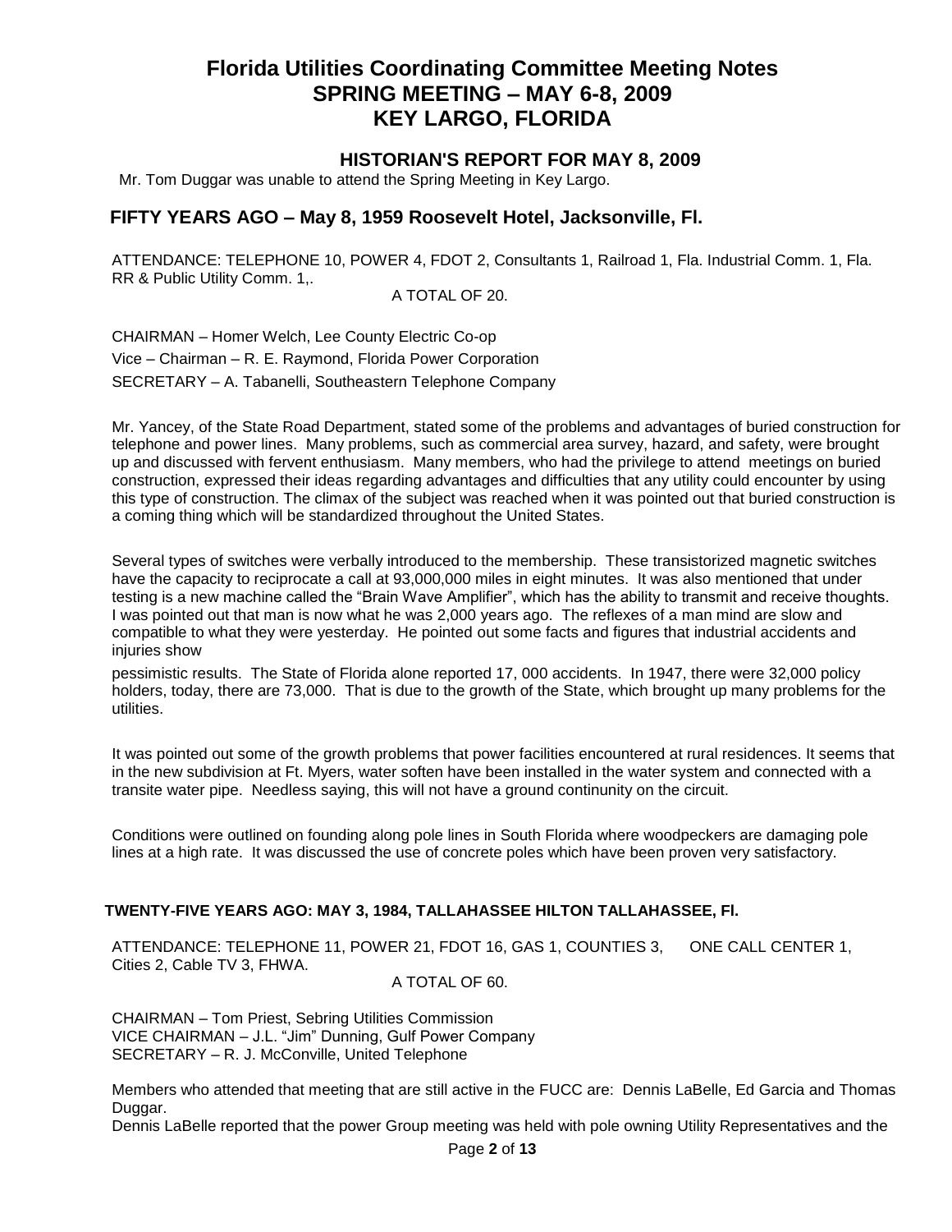# Florida Utilities Coordinating Committee Meeting Notes
# SPRING MEETING – MAY 6-8, 2009
# KEY LARGO, FLORIDA

### HISTORIAN'S REPORT FOR MAY 8, 2009

Mr. Tom Duggar was unable to attend the Spring Meeting in Key Largo.

## FIFTY YEARS AGO – May 8, 1959 Roosevelt Hotel, Jacksonville, Fl.

ATTENDANCE: TELEPHONE 10, POWER 4, FDOT 2, Consultants 1, Railroad 1, Fla. Industrial Comm. 1, Fla. RR & Public Utility Comm. 1,.

A TOTAL OF 20.

CHAIRMAN – Homer Welch, Lee County Electric Co-op

Vice – Chairman – R. E. Raymond, Florida Power Corporation

SECRETARY – A. Tabanelli, Southeastern Telephone Company

Mr. Yancey, of the State Road Department, stated some of the problems and advantages of buried construction for telephone and power lines. Many problems, such as commercial area survey, hazard, and safety, were brought up and discussed with fervent enthusiasm. Many members, who had the privilege to attend meetings on buried construction, expressed their ideas regarding advantages and difficulties that any utility could encounter by using this type of construction. The climax of the subject was reached when it was pointed out that buried construction is a coming thing which will be standardized throughout the United States.

Several types of switches were verbally introduced to the membership. These transistorized magnetic switches have the capacity to reciprocate a call at 93,000,000 miles in eight minutes. It was also mentioned that under testing is a new machine called the "Brain Wave Amplifier", which has the ability to transmit and receive thoughts. I was pointed out that man is now what he was 2,000 years ago. The reflexes of a man mind are slow and compatible to what they were yesterday. He pointed out some facts and figures that industrial accidents and injuries show

pessimistic results. The State of Florida alone reported 17, 000 accidents. In 1947, there were 32,000 policy holders, today, there are 73,000. That is due to the growth of the State, which brought up many problems for the utilities.

It was pointed out some of the growth problems that power facilities encountered at rural residences. It seems that in the new subdivision at Ft. Myers, water soften have been installed in the water system and connected with a transite water pipe. Needless saying, this will not have a ground continunity on the circuit.

Conditions were outlined on founding along pole lines in South Florida where woodpeckers are damaging pole lines at a high rate. It was discussed the use of concrete poles which have been proven very satisfactory.

### TWENTY-FIVE YEARS AGO: MAY 3, 1984, TALLAHASSEE HILTON TALLAHASSEE, Fl.

ATTENDANCE: TELEPHONE 11, POWER 21, FDOT 16, GAS 1, COUNTIES 3, ONE CALL CENTER 1, Cities 2, Cable TV 3, FHWA.

A TOTAL OF 60.

CHAIRMAN – Tom Priest, Sebring Utilities Commission
VICE CHAIRMAN – J.L. "Jim" Dunning, Gulf Power Company
SECRETARY – R. J. McConville, United Telephone

Members who attended that meeting that are still active in the FUCC are: Dennis LaBelle, Ed Garcia and Thomas Duggar.

Dennis LaBelle reported that the power Group meeting was held with pole owning Utility Representatives and the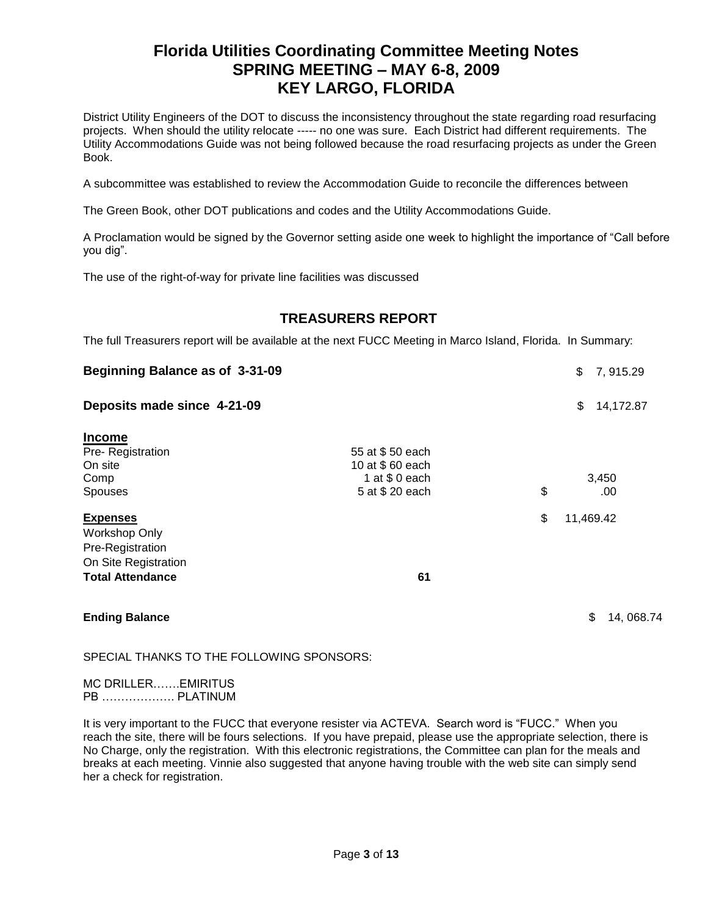# Florida Utilities Coordinating Committee Meeting Notes
## SPRING MEETING – MAY 6-8, 2009
## KEY LARGO, FLORIDA

District Utility Engineers of the DOT to discuss the inconsistency throughout the state regarding road resurfacing projects. When should the utility relocate ----- no one was sure. Each District had different requirements. The Utility Accommodations Guide was not being followed because the road resurfacing projects as under the Green Book.

A subcommittee was established to review the Accommodation Guide to reconcile the differences between

The Green Book, other DOT publications and codes and the Utility Accommodations Guide.

A Proclamation would be signed by the Governor setting aside one week to highlight the importance of "Call before you dig".

The use of the right-of-way for private line facilities was discussed

## TREASURERS REPORT

The full Treasurers report will be available at the next FUCC Meeting in Marco Island, Florida. In Summary:

| | | |
|---|---|---|
| **Beginning Balance as of 3-31-09** | | $ 7, 915.29 |
| **Deposits made since 4-21-09** | | $ 14,172.87 |
| **Income** | | |
| Pre- Registration | 55 at $ 50 each | |
| On site | 10 at $ 60 each | |
| Comp | 1 at $ 0 each | 3,450 |
| Spouses | 5 at $ 20 each | $ .00 |
| **Expenses** | | $ 11,469.42 |
| Workshop Only | | |
| Pre-Registration | | |
| On Site Registration | | |
| **Total Attendance** | **61** | |
| **Ending Balance** | | $ 14, 068.74 |

SPECIAL THANKS TO THE FOLLOWING SPONSORS:

MC DRILLER…….EMIRITUS
PB ………………. PLATINUM

It is very important to the FUCC that everyone resister via ACTEVA. Search word is "FUCC." When you reach the site, there will be fours selections. If you have prepaid, please use the appropriate selection, there is No Charge, only the registration. With this electronic registrations, the Committee can plan for the meals and breaks at each meeting. Vinnie also suggested that anyone having trouble with the web site can simply send her a check for registration.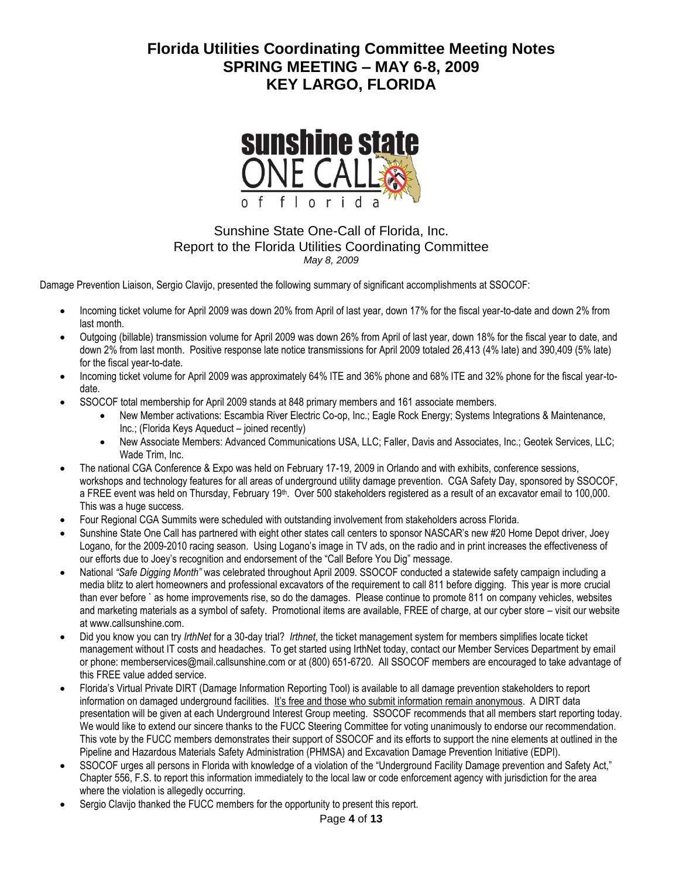# Florida Utilities Coordinating Committee Meeting Notes
## SPRING MEETING – MAY 6-8, 2009
## KEY LARGO, FLORIDA

Sunshine State One-Call of Florida, Inc.
Report to the Florida Utilities Coordinating Committee
*May 8, 2009*

Damage Prevention Liaison, Sergio Clavijo, presented the following summary of significant accomplishments at SSOCOF:

- Incoming ticket volume for April 2009 was down 20% from April of last year, down 17% for the fiscal year-to-date and down 2% from last month.
- Outgoing (billable) transmission volume for April 2009 was down 26% from April of last year, down 18% for the fiscal year to date, and down 2% from last month. Positive response late notice transmissions for April 2009 totaled 26,413 (4% late) and 390,409 (5% late) for the fiscal year-to-date.
- Incoming ticket volume for April 2009 was approximately 64% ITE and 36% phone and 68% ITE and 32% phone for the fiscal year-to-date.
- SSOCOF total membership for April 2009 stands at 848 primary members and 161 associate members.
  - New Member activations: Escambia River Electric Co-op, Inc.; Eagle Rock Energy; Systems Integrations & Maintenance, Inc.; (Florida Keys Aqueduct – joined recently)
  - New Associate Members: Advanced Communications USA, LLC; Faller, Davis and Associates, Inc.; Geotek Services, LLC; Wade Trim, Inc.
- The national CGA Conference & Expo was held on February 17-19, 2009 in Orlando and with exhibits, conference sessions, workshops and technology features for all areas of underground utility damage prevention. CGA Safety Day, sponsored by SSOCOF, a FREE event was held on Thursday, February 19th. Over 500 stakeholders registered as a result of an excavator email to 100,000. This was a huge success.
- Four Regional CGA Summits were scheduled with outstanding involvement from stakeholders across Florida.
- Sunshine State One Call has partnered with eight other states call centers to sponsor NASCAR's new #20 Home Depot driver, Joey Logano, for the 2009-2010 racing season. Using Logano's image in TV ads, on the radio and in print increases the effectiveness of our efforts due to Joey's recognition and endorsement of the "Call Before You Dig" message.
- National *"Safe Digging Month"* was celebrated throughout April 2009. SSOCOF conducted a statewide safety campaign including a media blitz to alert homeowners and professional excavators of the requirement to call 811 before digging. This year is more crucial than ever before ` as home improvements rise, so do the damages. Please continue to promote 811 on company vehicles, websites and marketing materials as a symbol of safety. Promotional items are available, FREE of charge, at our cyber store – visit our website at www.callsunshine.com.
- Did you know you can try *IrthNet* for a 30-day trial? *Irthnet*, the ticket management system for members simplifies locate ticket management without IT costs and headaches. To get started using IrthNet today, contact our Member Services Department by email or phone: memberservices@mail.callsunshine.com or at (800) 651-6720. All SSOCOF members are encouraged to take advantage of this FREE value added service.
- Florida's Virtual Private DIRT (Damage Information Reporting Tool) is available to all damage prevention stakeholders to report information on damaged underground facilities. It's free and those who submit information remain anonymous. A DIRT data presentation will be given at each Underground Interest Group meeting. SSOCOF recommends that all members start reporting today. We would like to extend our sincere thanks to the FUCC Steering Committee for voting unanimously to endorse our recommendation. This vote by the FUCC members demonstrates their support of SSOCOF and its efforts to support the nine elements at outlined in the Pipeline and Hazardous Materials Safety Administration (PHMSA) and Excavation Damage Prevention Initiative (EDPI).
- SSOCOF urges all persons in Florida with knowledge of a violation of the "Underground Facility Damage prevention and Safety Act," Chapter 556, F.S. to report this information immediately to the local law or code enforcement agency with jurisdiction for the area where the violation is allegedly occurring.
- Sergio Clavijo thanked the FUCC members for the opportunity to present this report.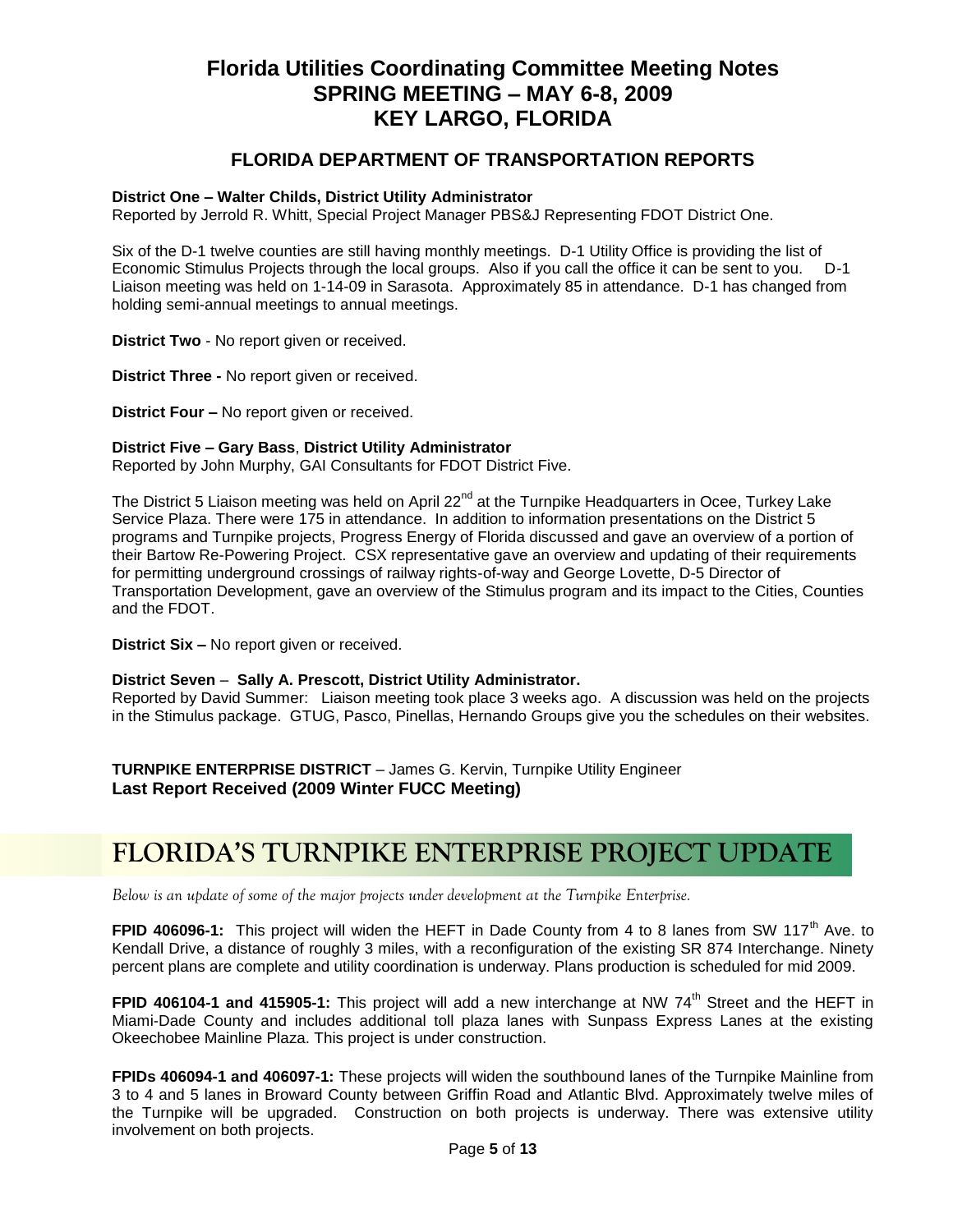# Florida Utilities Coordinating Committee Meeting Notes
# SPRING MEETING – MAY 6-8, 2009
# KEY LARGO, FLORIDA

## FLORIDA DEPARTMENT OF TRANSPORTATION REPORTS

**District One – Walter Childs, District Utility Administrator**
Reported by Jerrold R. Whitt, Special Project Manager PBS&J Representing FDOT District One.

Six of the D-1 twelve counties are still having monthly meetings. D-1 Utility Office is providing the list of Economic Stimulus Projects through the local groups. Also if you call the office it can be sent to you. D-1 Liaison meeting was held on 1-14-09 in Sarasota. Approximately 85 in attendance. D-1 has changed from holding semi-annual meetings to annual meetings.

**District Two** - No report given or received.

**District Three -** No report given or received.

**District Four –** No report given or received.

**District Five – Gary Bass**, **District Utility Administrator**
Reported by John Murphy, GAI Consultants for FDOT District Five.

The District 5 Liaison meeting was held on April 22nd at the Turnpike Headquarters in Ocee, Turkey Lake Service Plaza. There were 175 in attendance. In addition to information presentations on the District 5 programs and Turnpike projects, Progress Energy of Florida discussed and gave an overview of a portion of their Bartow Re-Powering Project. CSX representative gave an overview and updating of their requirements for permitting underground crossings of railway rights-of-way and George Lovette, D-5 Director of Transportation Development, gave an overview of the Stimulus program and its impact to the Cities, Counties and the FDOT.

**District Six –** No report given or received.

**District Seven** – **Sally A. Prescott, District Utility Administrator.**
Reported by David Summer: Liaison meeting took place 3 weeks ago. A discussion was held on the projects in the Stimulus package. GTUG, Pasco, Pinellas, Hernando Groups give you the schedules on their websites.

**TURNPIKE ENTERPRISE DISTRICT** – James G. Kervin, Turnpike Utility Engineer
**Last Report Received (2009 Winter FUCC Meeting)**

## FLORIDA'S TURNPIKE ENTERPRISE PROJECT UPDATE

*Below is an update of some of the major projects under development at the Turnpike Enterprise.*

**FPID 406096-1:** This project will widen the HEFT in Dade County from 4 to 8 lanes from SW 117th Ave. to Kendall Drive, a distance of roughly 3 miles, with a reconfiguration of the existing SR 874 Interchange. Ninety percent plans are complete and utility coordination is underway. Plans production is scheduled for mid 2009.

**FPID 406104-1 and 415905-1:** This project will add a new interchange at NW 74th Street and the HEFT in Miami-Dade County and includes additional toll plaza lanes with Sunpass Express Lanes at the existing Okeechobee Mainline Plaza. This project is under construction.

**FPIDs 406094-1 and 406097-1:** These projects will widen the southbound lanes of the Turnpike Mainline from 3 to 4 and 5 lanes in Broward County between Griffin Road and Atlantic Blvd. Approximately twelve miles of the Turnpike will be upgraded. Construction on both projects is underway. There was extensive utility involvement on both projects.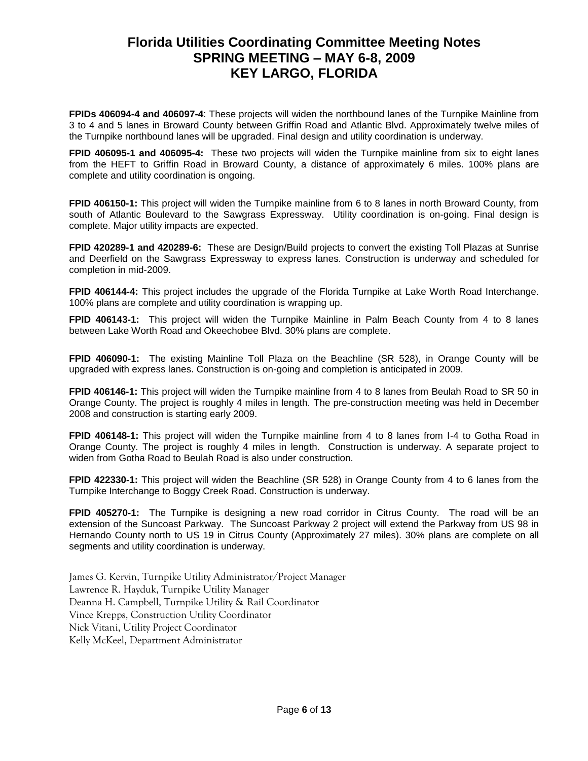**FPIDs 406094-4 and 406097-4**: These projects will widen the northbound lanes of the Turnpike Mainline from 3 to 4 and 5 lanes in Broward County between Griffin Road and Atlantic Blvd. Approximately twelve miles of the Turnpike northbound lanes will be upgraded. Final design and utility coordination is underway.

**FPID 406095-1 and 406095-4:** These two projects will widen the Turnpike mainline from six to eight lanes from the HEFT to Griffin Road in Broward County, a distance of approximately 6 miles. 100% plans are complete and utility coordination is ongoing.

**FPID 406150-1:** This project will widen the Turnpike mainline from 6 to 8 lanes in north Broward County, from south of Atlantic Boulevard to the Sawgrass Expressway. Utility coordination is on-going. Final design is complete. Major utility impacts are expected.

**FPID 420289-1 and 420289-6:** These are Design/Build projects to convert the existing Toll Plazas at Sunrise and Deerfield on the Sawgrass Expressway to express lanes. Construction is underway and scheduled for completion in mid-2009.

**FPID 406144-4:** This project includes the upgrade of the Florida Turnpike at Lake Worth Road Interchange. 100% plans are complete and utility coordination is wrapping up.

**FPID 406143-1:** This project will widen the Turnpike Mainline in Palm Beach County from 4 to 8 lanes between Lake Worth Road and Okeechobee Blvd. 30% plans are complete.

**FPID 406090-1:** The existing Mainline Toll Plaza on the Beachline (SR 528), in Orange County will be upgraded with express lanes. Construction is on-going and completion is anticipated in 2009.

**FPID 406146-1:** This project will widen the Turnpike mainline from 4 to 8 lanes from Beulah Road to SR 50 in Orange County. The project is roughly 4 miles in length. The pre-construction meeting was held in December 2008 and construction is starting early 2009.

**FPID 406148-1:** This project will widen the Turnpike mainline from 4 to 8 lanes from I-4 to Gotha Road in Orange County. The project is roughly 4 miles in length. Construction is underway. A separate project to widen from Gotha Road to Beulah Road is also under construction.

**FPID 422330-1:** This project will widen the Beachline (SR 528) in Orange County from 4 to 6 lanes from the Turnpike Interchange to Boggy Creek Road. Construction is underway.

**FPID 405270-1:** The Turnpike is designing a new road corridor in Citrus County. The road will be an extension of the Suncoast Parkway. The Suncoast Parkway 2 project will extend the Parkway from US 98 in Hernando County north to US 19 in Citrus County (Approximately 27 miles). 30% plans are complete on all segments and utility coordination is underway.

James G. Kervin, Turnpike Utility Administrator/Project Manager
Lawrence R. Hayduk, Turnpike Utility Manager
Deanna H. Campbell, Turnpike Utility & Rail Coordinator
Vince Krepps, Construction Utility Coordinator
Nick Vitani, Utility Project Coordinator
Kelly McKeel, Department Administrator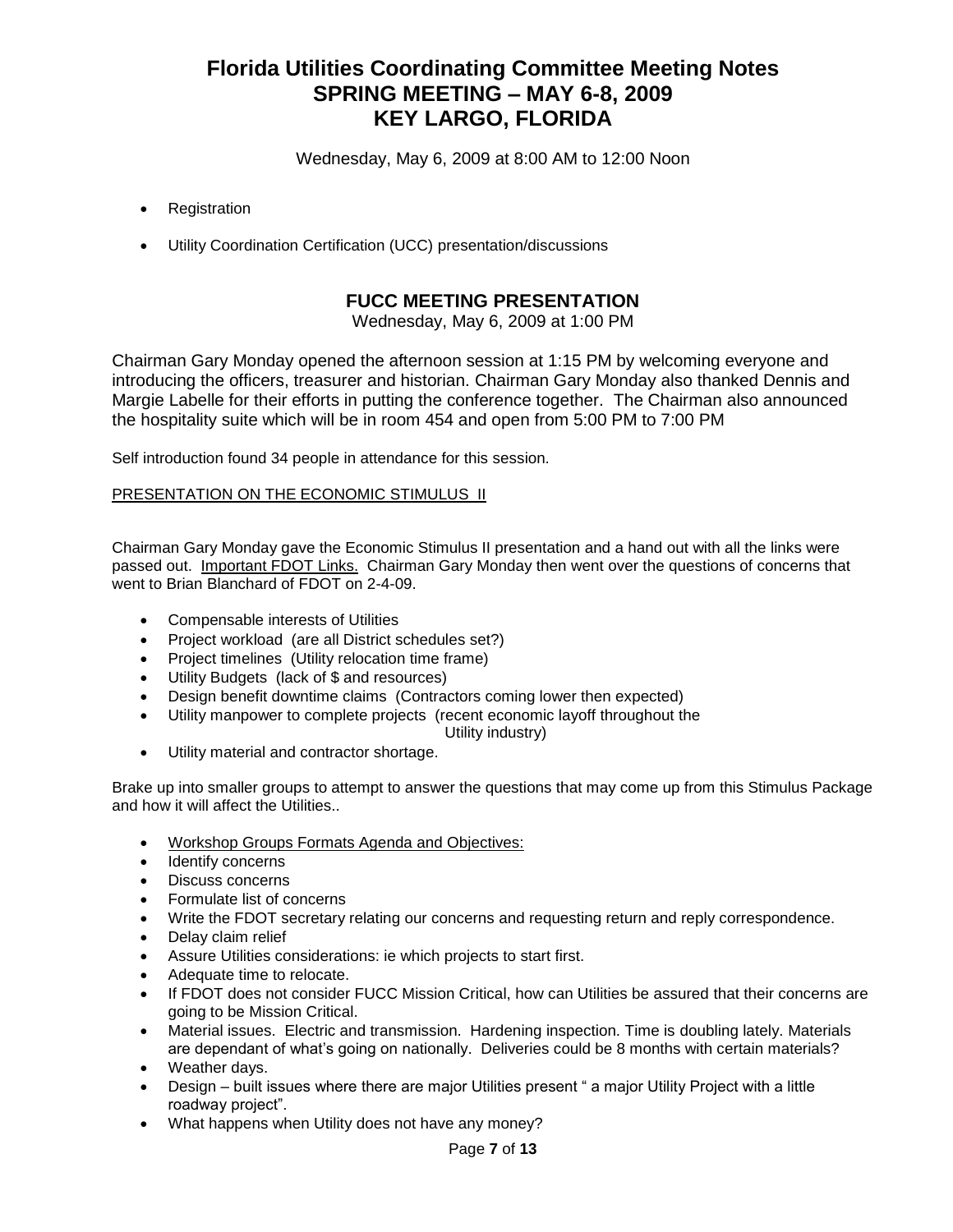# Florida Utilities Coordinating Committee Meeting Notes
# SPRING MEETING – MAY 6-8, 2009
# KEY LARGO, FLORIDA

Wednesday, May 6, 2009 at 8:00 AM to 12:00 Noon

- Registration
- Utility Coordination Certification (UCC) presentation/discussions

## FUCC MEETING PRESENTATION

Wednesday, May 6, 2009 at 1:00 PM

Chairman Gary Monday opened the afternoon session at 1:15 PM by welcoming everyone and introducing the officers, treasurer and historian. Chairman Gary Monday also thanked Dennis and Margie Labelle for their efforts in putting the conference together. The Chairman also announced the hospitality suite which will be in room 454 and open from 5:00 PM to 7:00 PM

Self introduction found 34 people in attendance for this session.

<u>PRESENTATION ON THE ECONOMIC STIMULUS II</u>

Chairman Gary Monday gave the Economic Stimulus II presentation and a hand out with all the links were passed out. <u>Important FDOT Links.</u> Chairman Gary Monday then went over the questions of concerns that went to Brian Blanchard of FDOT on 2-4-09.

- Compensable interests of Utilities
- Project workload (are all District schedules set?)
- Project timelines (Utility relocation time frame)
- Utility Budgets (lack of $ and resources)
- Design benefit downtime claims (Contractors coming lower then expected)
- Utility manpower to complete projects (recent economic layoff throughout the Utility industry)
- Utility material and contractor shortage.

Brake up into smaller groups to attempt to answer the questions that may come up from this Stimulus Package and how it will affect the Utilities..

- <u>Workshop Groups Formats Agenda and Objectives:</u>
- Identify concerns
- Discuss concerns
- Formulate list of concerns
- Write the FDOT secretary relating our concerns and requesting return and reply correspondence.
- Delay claim relief
- Assure Utilities considerations: ie which projects to start first.
- Adequate time to relocate.
- If FDOT does not consider FUCC Mission Critical, how can Utilities be assured that their concerns are going to be Mission Critical.
- Material issues. Electric and transmission. Hardening inspection. Time is doubling lately. Materials are dependant of what's going on nationally. Deliveries could be 8 months with certain materials?
- Weather days.
- Design – built issues where there are major Utilities present " a major Utility Project with a little roadway project".
- What happens when Utility does not have any money?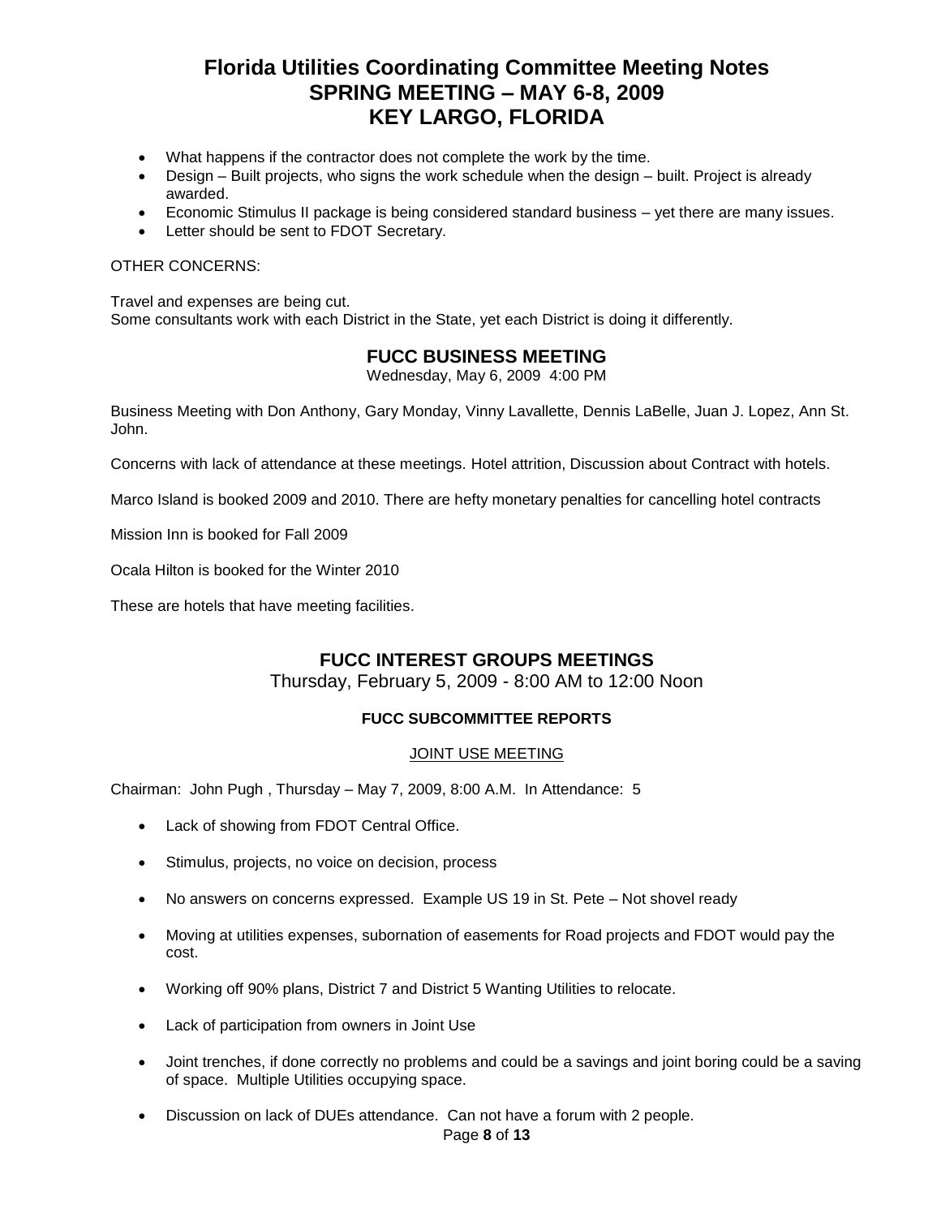- What happens if the contractor does not complete the work by the time.
- Design – Built projects, who signs the work schedule when the design – built. Project is already awarded.
- Economic Stimulus II package is being considered standard business – yet there are many issues.
- Letter should be sent to FDOT Secretary.

OTHER CONCERNS:

Travel and expenses are being cut.
Some consultants work with each District in the State, yet each District is doing it differently.

## FUCC BUSINESS MEETING

Wednesday, May 6, 2009 4:00 PM

Business Meeting with Don Anthony, Gary Monday, Vinny Lavallette, Dennis LaBelle, Juan J. Lopez, Ann St. John.

Concerns with lack of attendance at these meetings. Hotel attrition, Discussion about Contract with hotels.

Marco Island is booked 2009 and 2010. There are hefty monetary penalties for cancelling hotel contracts

Mission Inn is booked for Fall 2009

Ocala Hilton is booked for the Winter 2010

These are hotels that have meeting facilities.

## FUCC INTEREST GROUPS MEETINGS

Thursday, February 5, 2009 - 8:00 AM to 12:00 Noon

### FUCC SUBCOMMITTEE REPORTS

JOINT USE MEETING

Chairman: John Pugh , Thursday – May 7, 2009, 8:00 A.M. In Attendance: 5

- Lack of showing from FDOT Central Office.
- Stimulus, projects, no voice on decision, process
- No answers on concerns expressed. Example US 19 in St. Pete – Not shovel ready
- Moving at utilities expenses, subornation of easements for Road projects and FDOT would pay the cost.
- Working off 90% plans, District 7 and District 5 Wanting Utilities to relocate.
- Lack of participation from owners in Joint Use
- Joint trenches, if done correctly no problems and could be a savings and joint boring could be a saving of space. Multiple Utilities occupying space.
- Discussion on lack of DUEs attendance. Can not have a forum with 2 people.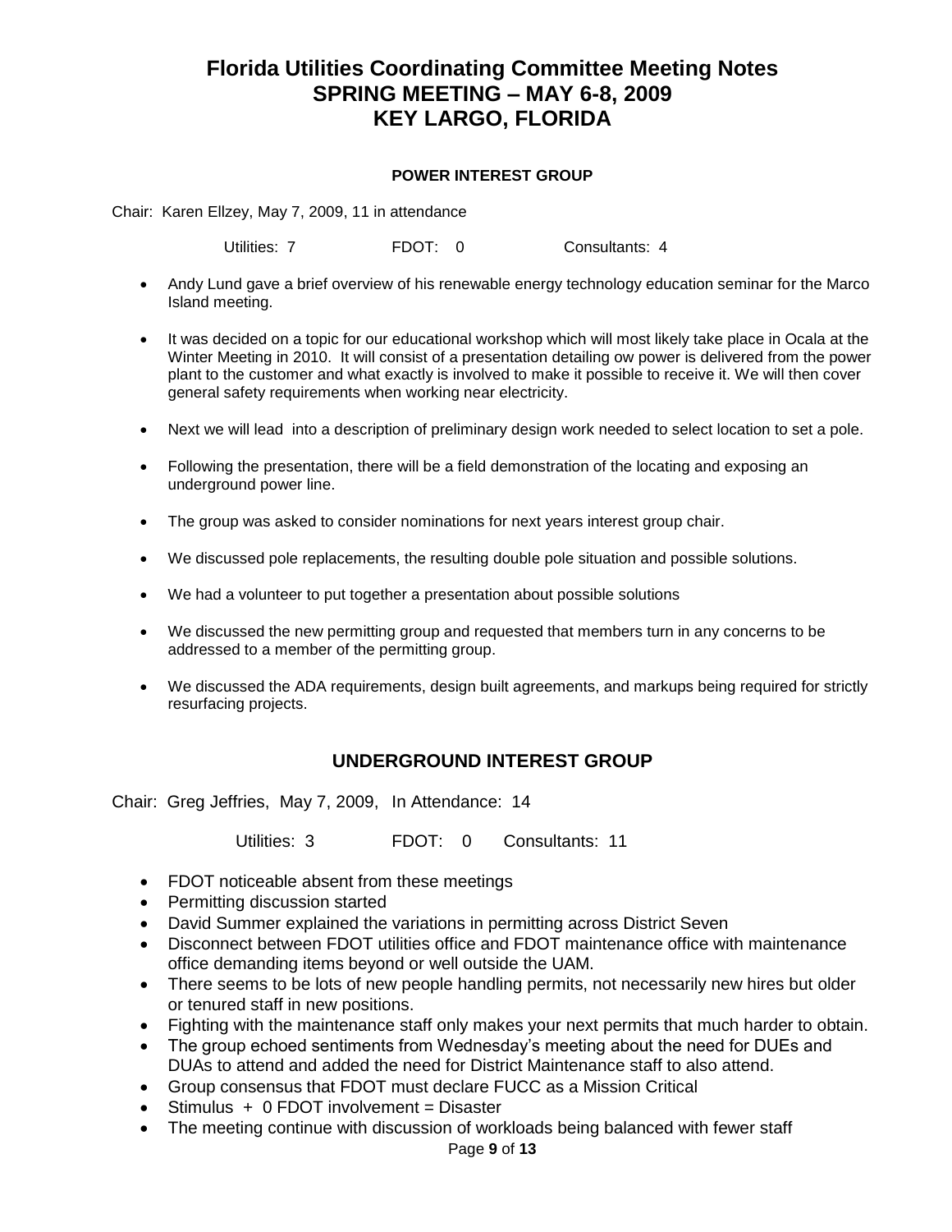# Florida Utilities Coordinating Committee Meeting Notes
# SPRING MEETING – MAY 6-8, 2009
# KEY LARGO, FLORIDA

### POWER INTEREST GROUP

Chair: Karen Ellzey, May 7, 2009, 11 in attendance

Utilities: 7 FDOT: 0 Consultants: 4

- Andy Lund gave a brief overview of his renewable energy technology education seminar for the Marco Island meeting.
- It was decided on a topic for our educational workshop which will most likely take place in Ocala at the Winter Meeting in 2010. It will consist of a presentation detailing ow power is delivered from the power plant to the customer and what exactly is involved to make it possible to receive it. We will then cover general safety requirements when working near electricity.
- Next we will lead into a description of preliminary design work needed to select location to set a pole.
- Following the presentation, there will be a field demonstration of the locating and exposing an underground power line.
- The group was asked to consider nominations for next years interest group chair.
- We discussed pole replacements, the resulting double pole situation and possible solutions.
- We had a volunteer to put together a presentation about possible solutions
- We discussed the new permitting group and requested that members turn in any concerns to be addressed to a member of the permitting group.
- We discussed the ADA requirements, design built agreements, and markups being required for strictly resurfacing projects.

## UNDERGROUND INTEREST GROUP

Chair: Greg Jeffries, May 7, 2009, In Attendance: 14

Utilities: 3 FDOT: 0 Consultants: 11

- FDOT noticeable absent from these meetings
- Permitting discussion started
- David Summer explained the variations in permitting across District Seven
- Disconnect between FDOT utilities office and FDOT maintenance office with maintenance office demanding items beyond or well outside the UAM.
- There seems to be lots of new people handling permits, not necessarily new hires but older or tenured staff in new positions.
- Fighting with the maintenance staff only makes your next permits that much harder to obtain.
- The group echoed sentiments from Wednesday's meeting about the need for DUEs and DUAs to attend and added the need for District Maintenance staff to also attend.
- Group consensus that FDOT must declare FUCC as a Mission Critical
- Stimulus + 0 FDOT involvement = Disaster
- The meeting continue with discussion of workloads being balanced with fewer staff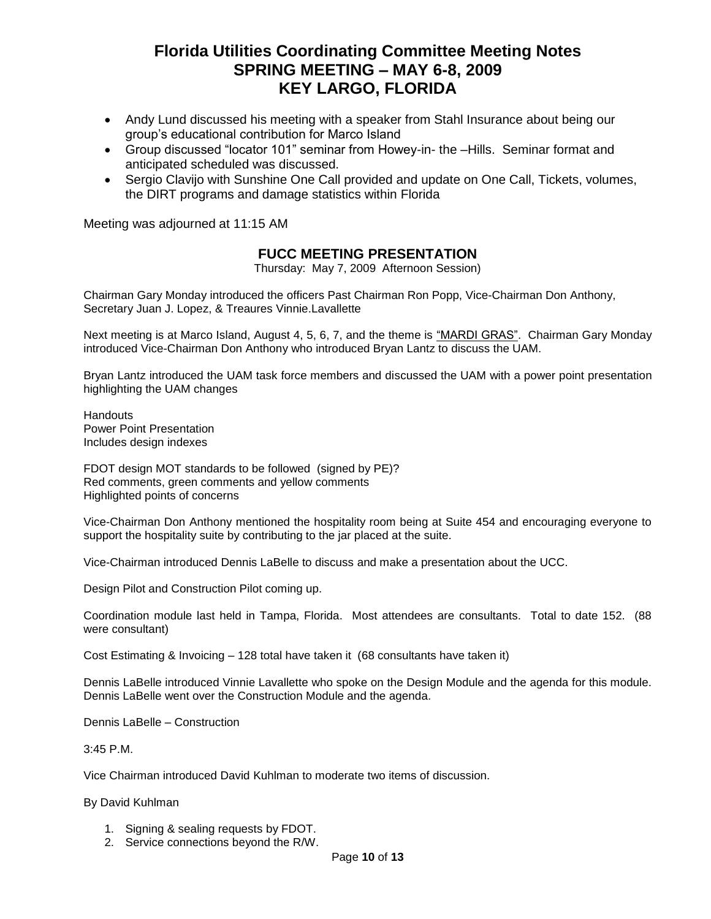- Andy Lund discussed his meeting with a speaker from Stahl Insurance about being our group's educational contribution for Marco Island
- Group discussed "locator 101" seminar from Howey-in- the –Hills. Seminar format and anticipated scheduled was discussed.
- Sergio Clavijo with Sunshine One Call provided and update on One Call, Tickets, volumes, the DIRT programs and damage statistics within Florida

Meeting was adjourned at 11:15 AM

## FUCC MEETING PRESENTATION

Thursday: May 7, 2009 Afternoon Session)

Chairman Gary Monday introduced the officers Past Chairman Ron Popp, Vice-Chairman Don Anthony, Secretary Juan J. Lopez, & Treaures Vinnie.Lavallette

Next meeting is at Marco Island, August 4, 5, 6, 7, and the theme is "MARDI GRAS". Chairman Gary Monday introduced Vice-Chairman Don Anthony who introduced Bryan Lantz to discuss the UAM.

Bryan Lantz introduced the UAM task force members and discussed the UAM with a power point presentation highlighting the UAM changes

Handouts
Power Point Presentation
Includes design indexes

FDOT design MOT standards to be followed (signed by PE)?
Red comments, green comments and yellow comments
Highlighted points of concerns

Vice-Chairman Don Anthony mentioned the hospitality room being at Suite 454 and encouraging everyone to support the hospitality suite by contributing to the jar placed at the suite.

Vice-Chairman introduced Dennis LaBelle to discuss and make a presentation about the UCC.

Design Pilot and Construction Pilot coming up.

Coordination module last held in Tampa, Florida. Most attendees are consultants. Total to date 152. (88 were consultant)

Cost Estimating & Invoicing – 128 total have taken it (68 consultants have taken it)

Dennis LaBelle introduced Vinnie Lavallette who spoke on the Design Module and the agenda for this module. Dennis LaBelle went over the Construction Module and the agenda.

Dennis LaBelle – Construction

3:45 P.M.

Vice Chairman introduced David Kuhlman to moderate two items of discussion.

By David Kuhlman

1. Signing & sealing requests by FDOT.
2. Service connections beyond the R/W.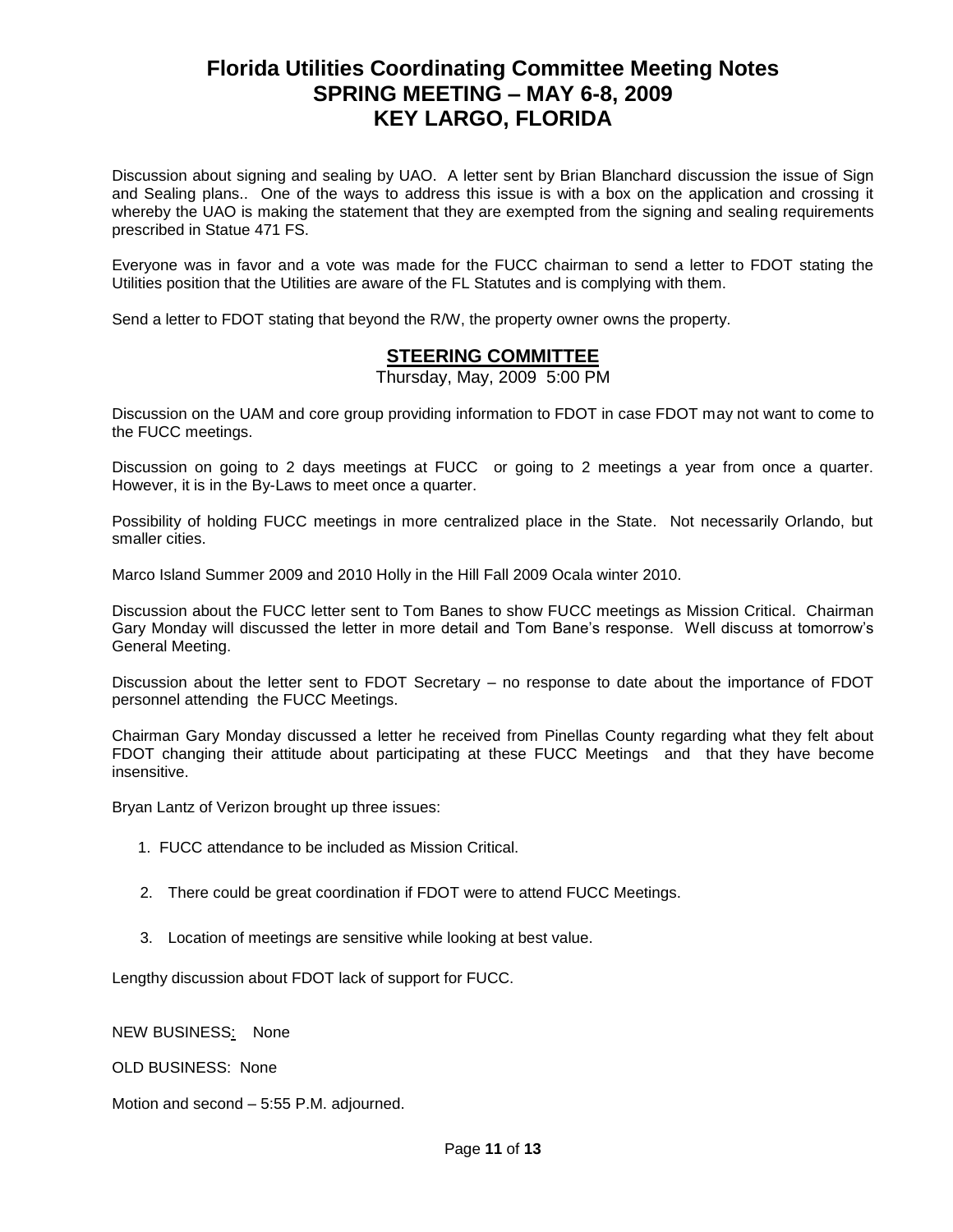# Florida Utilities Coordinating Committee Meeting Notes
# SPRING MEETING – MAY 6-8, 2009
# KEY LARGO, FLORIDA

Discussion about signing and sealing by UAO. A letter sent by Brian Blanchard discussion the issue of Sign and Sealing plans.. One of the ways to address this issue is with a box on the application and crossing it whereby the UAO is making the statement that they are exempted from the signing and sealing requirements prescribed in Statue 471 FS.

Everyone was in favor and a vote was made for the FUCC chairman to send a letter to FDOT stating the Utilities position that the Utilities are aware of the FL Statutes and is complying with them.

Send a letter to FDOT stating that beyond the R/W, the property owner owns the property.

## STEERING COMMITTEE

Thursday, May, 2009 5:00 PM

Discussion on the UAM and core group providing information to FDOT in case FDOT may not want to come to the FUCC meetings.

Discussion on going to 2 days meetings at FUCC or going to 2 meetings a year from once a quarter. However, it is in the By-Laws to meet once a quarter.

Possibility of holding FUCC meetings in more centralized place in the State. Not necessarily Orlando, but smaller cities.

Marco Island Summer 2009 and 2010 Holly in the Hill Fall 2009 Ocala winter 2010.

Discussion about the FUCC letter sent to Tom Banes to show FUCC meetings as Mission Critical. Chairman Gary Monday will discussed the letter in more detail and Tom Bane's response. Well discuss at tomorrow's General Meeting.

Discussion about the letter sent to FDOT Secretary – no response to date about the importance of FDOT personnel attending the FUCC Meetings.

Chairman Gary Monday discussed a letter he received from Pinellas County regarding what they felt about FDOT changing their attitude about participating at these FUCC Meetings and that they have become insensitive.

Bryan Lantz of Verizon brought up three issues:

1. FUCC attendance to be included as Mission Critical.
2. There could be great coordination if FDOT were to attend FUCC Meetings.
3. Location of meetings are sensitive while looking at best value.

Lengthy discussion about FDOT lack of support for FUCC.

NEW BUSINESS: None

OLD BUSINESS: None

Motion and second – 5:55 P.M. adjourned.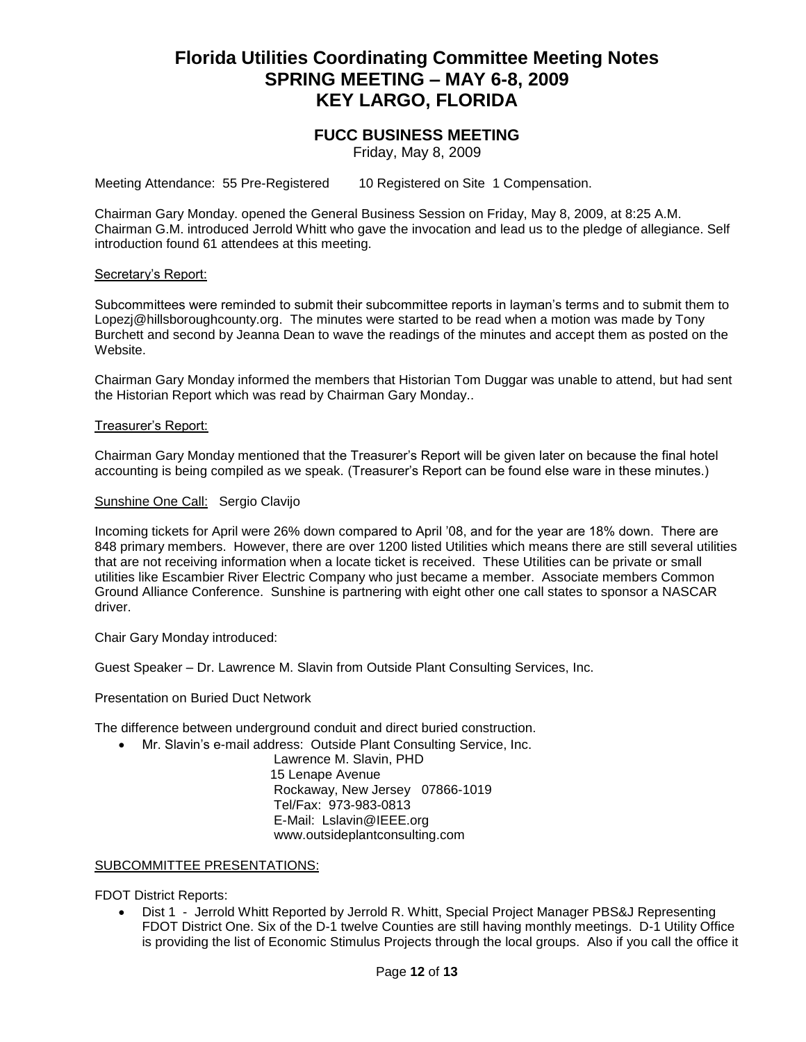# Florida Utilities Coordinating Committee Meeting Notes
# SPRING MEETING – MAY 6-8, 2009
# KEY LARGO, FLORIDA

## FUCC BUSINESS MEETING

Friday, May 8, 2009

Meeting Attendance: 55 Pre-Registered 10 Registered on Site 1 Compensation.

Chairman Gary Monday. opened the General Business Session on Friday, May 8, 2009, at 8:25 A.M. Chairman G.M. introduced Jerrold Whitt who gave the invocation and lead us to the pledge of allegiance. Self introduction found 61 attendees at this meeting.

Secretary's Report:

Subcommittees were reminded to submit their subcommittee reports in layman's terms and to submit them to Lopezj@hillsboroughcounty.org. The minutes were started to be read when a motion was made by Tony Burchett and second by Jeanna Dean to wave the readings of the minutes and accept them as posted on the Website.

Chairman Gary Monday informed the members that Historian Tom Duggar was unable to attend, but had sent the Historian Report which was read by Chairman Gary Monday..

Treasurer's Report:

Chairman Gary Monday mentioned that the Treasurer's Report will be given later on because the final hotel accounting is being compiled as we speak. (Treasurer's Report can be found else ware in these minutes.)

Sunshine One Call: Sergio Clavijo

Incoming tickets for April were 26% down compared to April '08, and for the year are 18% down. There are 848 primary members. However, there are over 1200 listed Utilities which means there are still several utilities that are not receiving information when a locate ticket is received. These Utilities can be private or small utilities like Escambier River Electric Company who just became a member. Associate members Common Ground Alliance Conference. Sunshine is partnering with eight other one call states to sponsor a NASCAR driver.

Chair Gary Monday introduced:

Guest Speaker – Dr. Lawrence M. Slavin from Outside Plant Consulting Services, Inc.

Presentation on Buried Duct Network

The difference between underground conduit and direct buried construction.

- Mr. Slavin's e-mail address: Outside Plant Consulting Service, Inc.
  Lawrence M. Slavin, PHD
  15 Lenape Avenue
  Rockaway, New Jersey 07866-1019
  Tel/Fax: 973-983-0813
  E-Mail: Lslavin@IEEE.org
  www.outsideplantconsulting.com

SUBCOMMITTEE PRESENTATIONS:

FDOT District Reports:

- Dist 1 - Jerrold Whitt Reported by Jerrold R. Whitt, Special Project Manager PBS&J Representing FDOT District One. Six of the D-1 twelve Counties are still having monthly meetings. D-1 Utility Office is providing the list of Economic Stimulus Projects through the local groups. Also if you call the office it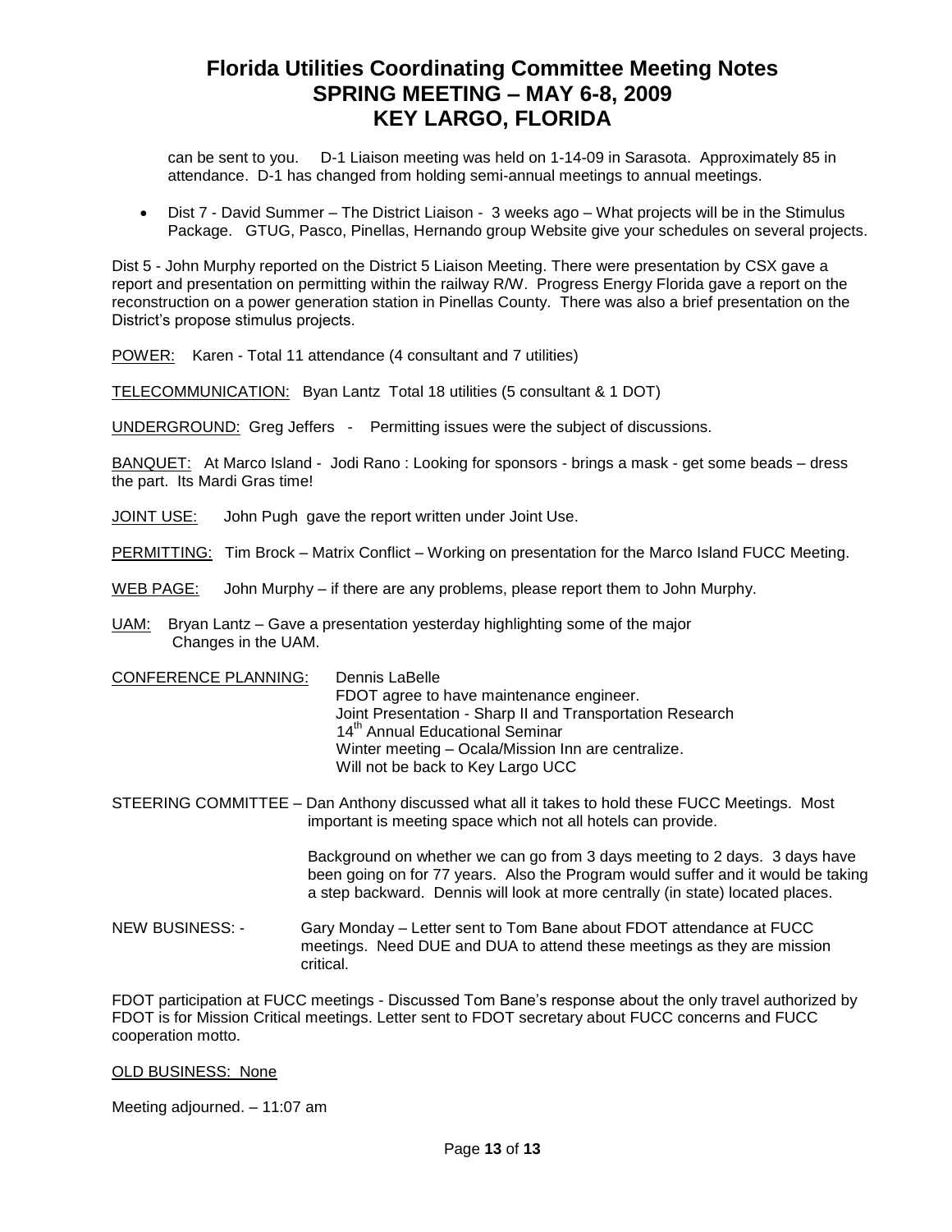can be sent to you. D-1 Liaison meeting was held on 1-14-09 in Sarasota. Approximately 85 in attendance. D-1 has changed from holding semi-annual meetings to annual meetings.

- Dist 7 - David Summer – The District Liaison - 3 weeks ago – What projects will be in the Stimulus Package. GTUG, Pasco, Pinellas, Hernando group Website give your schedules on several projects.

Dist 5 - John Murphy reported on the District 5 Liaison Meeting. There were presentation by CSX gave a report and presentation on permitting within the railway R/W. Progress Energy Florida gave a report on the reconstruction on a power generation station in Pinellas County. There was also a brief presentation on the District's propose stimulus projects.

POWER: Karen - Total 11 attendance (4 consultant and 7 utilities)

TELECOMMUNICATION: Byan Lantz Total 18 utilities (5 consultant & 1 DOT)

UNDERGROUND: Greg Jeffers - Permitting issues were the subject of discussions.

BANQUET: At Marco Island - Jodi Rano : Looking for sponsors - brings a mask - get some beads – dress the part. Its Mardi Gras time!

JOINT USE: John Pugh gave the report written under Joint Use.

PERMITTING: Tim Brock – Matrix Conflict – Working on presentation for the Marco Island FUCC Meeting.

WEB PAGE: John Murphy – if there are any problems, please report them to John Murphy.

UAM: Bryan Lantz – Gave a presentation yesterday highlighting some of the major Changes in the UAM.

CONFERENCE PLANNING: Dennis LaBelle
FDOT agree to have maintenance engineer.
Joint Presentation - Sharp II and Transportation Research
14th Annual Educational Seminar
Winter meeting – Ocala/Mission Inn are centralize.
Will not be back to Key Largo UCC

STEERING COMMITTEE – Dan Anthony discussed what all it takes to hold these FUCC Meetings. Most important is meeting space which not all hotels can provide.

Background on whether we can go from 3 days meeting to 2 days. 3 days have been going on for 77 years. Also the Program would suffer and it would be taking a step backward. Dennis will look at more centrally (in state) located places.

NEW BUSINESS: - Gary Monday – Letter sent to Tom Bane about FDOT attendance at FUCC meetings. Need DUE and DUA to attend these meetings as they are mission critical.

FDOT participation at FUCC meetings - Discussed Tom Bane's response about the only travel authorized by FDOT is for Mission Critical meetings. Letter sent to FDOT secretary about FUCC concerns and FUCC cooperation motto.

OLD BUSINESS: None

Meeting adjourned. – 11:07 am